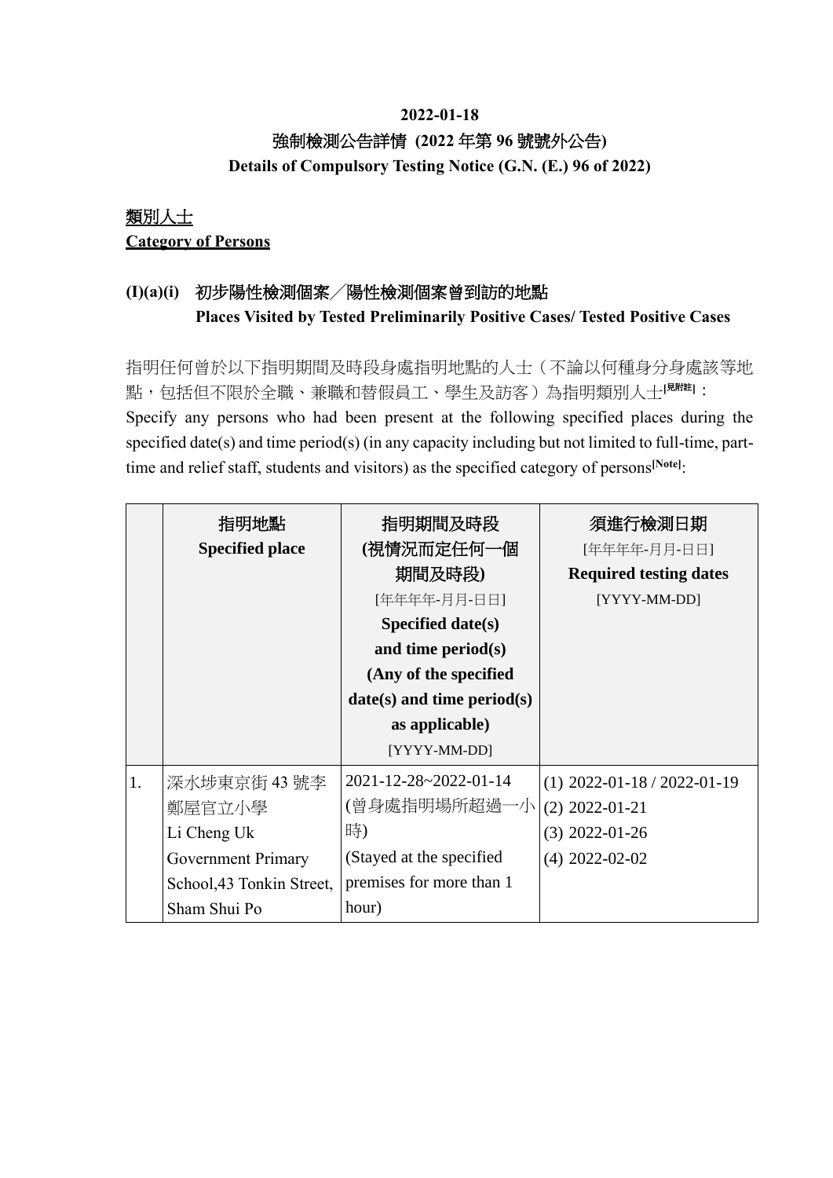**2022-01-18**

**強制檢測公告詳情 (2022 年第 96 號號外公告)**

**Details of Compulsory Testing Notice (G.N. (E.) 96 of 2022)**

**類別人士**

**Category of Persons**

**(I)(a)(i) 初步陽性檢測個案╱陽性檢測個案曾到訪的地點**
**Places Visited by Tested Preliminarily Positive Cases/ Tested Positive Cases**

指明任何曾於以下指明期間及時段身處指明地點的人士（不論以何種身分身處該等地點，包括但不限於全職、兼職和替假員工、學生及訪客）為指明類別人士[見附註]：

Specify any persons who had been present at the following specified places during the specified date(s) and time period(s) (in any capacity including but not limited to full-time, part-time and relief staff, students and visitors) as the specified category of persons[Note]:

| | 指明地點<br>**Specified place** | 指明期間及時段<br>(視情況而定任何一個期間及時段)<br>[年年年年-月月-日日]<br>**Specified date(s) and time period(s) (Any of the specified date(s) and time period(s) as applicable)**<br>[YYYY-MM-DD] | 須進行檢測日期<br>[年年年年-月月-日日]<br>**Required testing dates**<br>[YYYY-MM-DD] |
|---|---|---|---|
| 1. | 深水埗東京街 43 號李鄭屋官立小學<br>Li Cheng Uk Government Primary School,43 Tonkin Street, Sham Shui Po | 2021-12-28~2022-01-14<br>(曾身處指明場所超過一小時)<br>(Stayed at the specified premises for more than 1 hour) | (1) 2022-01-18 / 2022-01-19<br>(2) 2022-01-21<br>(3) 2022-01-26<br>(4) 2022-02-02 |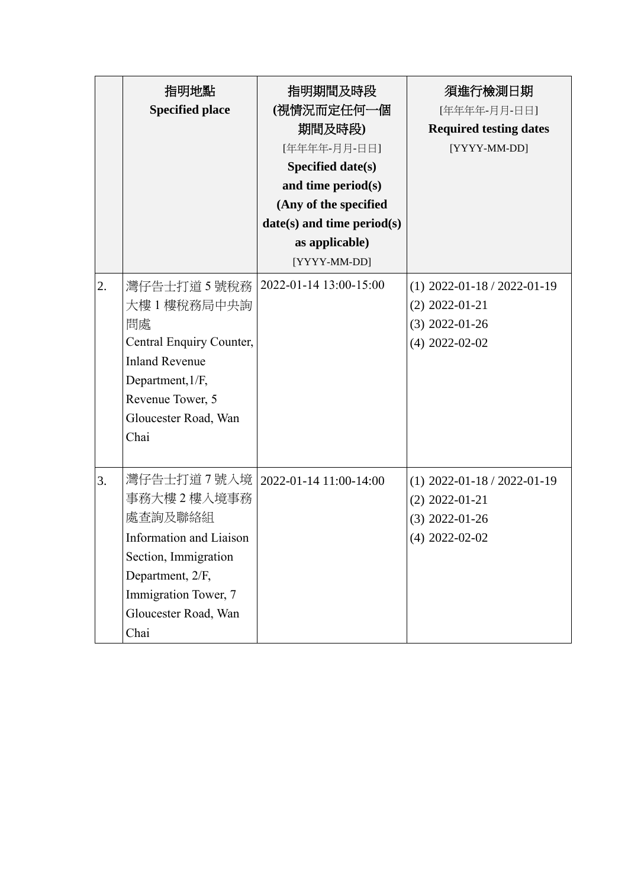| | 指明地點<br>**Specified place** | 指明期間及時段<br>(視情況而定任何一個期間及時段)<br>[年年年年-月月-日日]<br>**Specified date(s) and time period(s) (Any of the specified date(s) and time period(s) as applicable)**<br>[YYYY-MM-DD] | 須進行檢測日期<br>[年年年年-月月-日日]<br>**Required testing dates**<br>[YYYY-MM-DD] |
|---|---|---|---|
| 2. | 灣仔告士打道 5 號稅務大樓 1 樓稅務局中央詢問處<br>Central Enquiry Counter, Inland Revenue Department,1/F, Revenue Tower, 5 Gloucester Road, Wan Chai | 2022-01-14 13:00-15:00 | (1) 2022-01-18 / 2022-01-19<br>(2) 2022-01-21<br>(3) 2022-01-26<br>(4) 2022-02-02 |
| 3. | 灣仔告士打道 7 號入境事務大樓 2 樓入境事務處查詢及聯絡組<br>Information and Liaison Section, Immigration Department, 2/F, Immigration Tower, 7 Gloucester Road, Wan Chai | 2022-01-14 11:00-14:00 | (1) 2022-01-18 / 2022-01-19<br>(2) 2022-01-21<br>(3) 2022-01-26<br>(4) 2022-02-02 |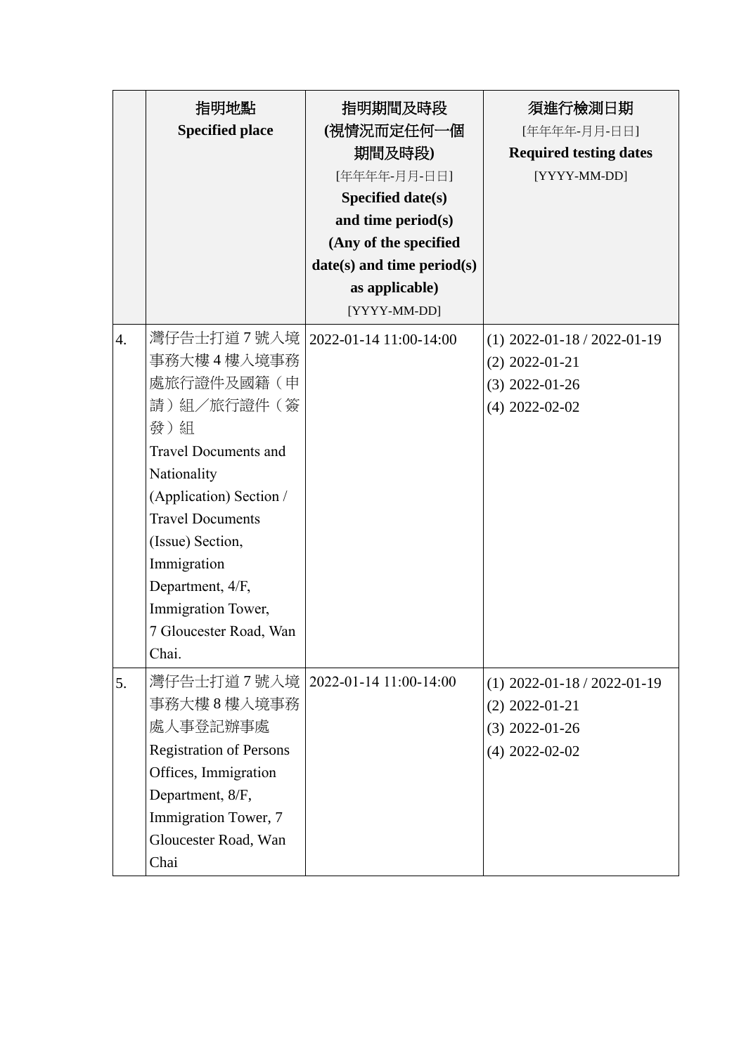| | 指明地點 **Specified place** | 指明期間及時段 **(視情況而定任何一個期間及時段)** [年年年年-月月-日日] **Specified date(s) and time period(s) (Any of the specified date(s) and time period(s) as applicable)** [YYYY-MM-DD] | 須進行檢測日期 [年年年年-月月-日日] **Required testing dates** [YYYY-MM-DD] |
|---|---|---|---|
| 4. | 灣仔告士打道 7 號入境事務大樓 4 樓入境事務處旅行證件及國籍（申請）組／旅行證件（簽發）組 Travel Documents and Nationality (Application) Section / Travel Documents (Issue) Section, Immigration Department, 4/F, Immigration Tower, 7 Gloucester Road, Wan Chai. | 2022-01-14 11:00-14:00 | (1) 2022-01-18 / 2022-01-19<br>(2) 2022-01-21<br>(3) 2022-01-26<br>(4) 2022-02-02 |
| 5. | 灣仔告士打道 7 號入境事務大樓 8 樓入境事務處人事登記辦事處 Registration of Persons Offices, Immigration Department, 8/F, Immigration Tower, 7 Gloucester Road, Wan Chai | 2022-01-14 11:00-14:00 | (1) 2022-01-18 / 2022-01-19<br>(2) 2022-01-21<br>(3) 2022-01-26<br>(4) 2022-02-02 |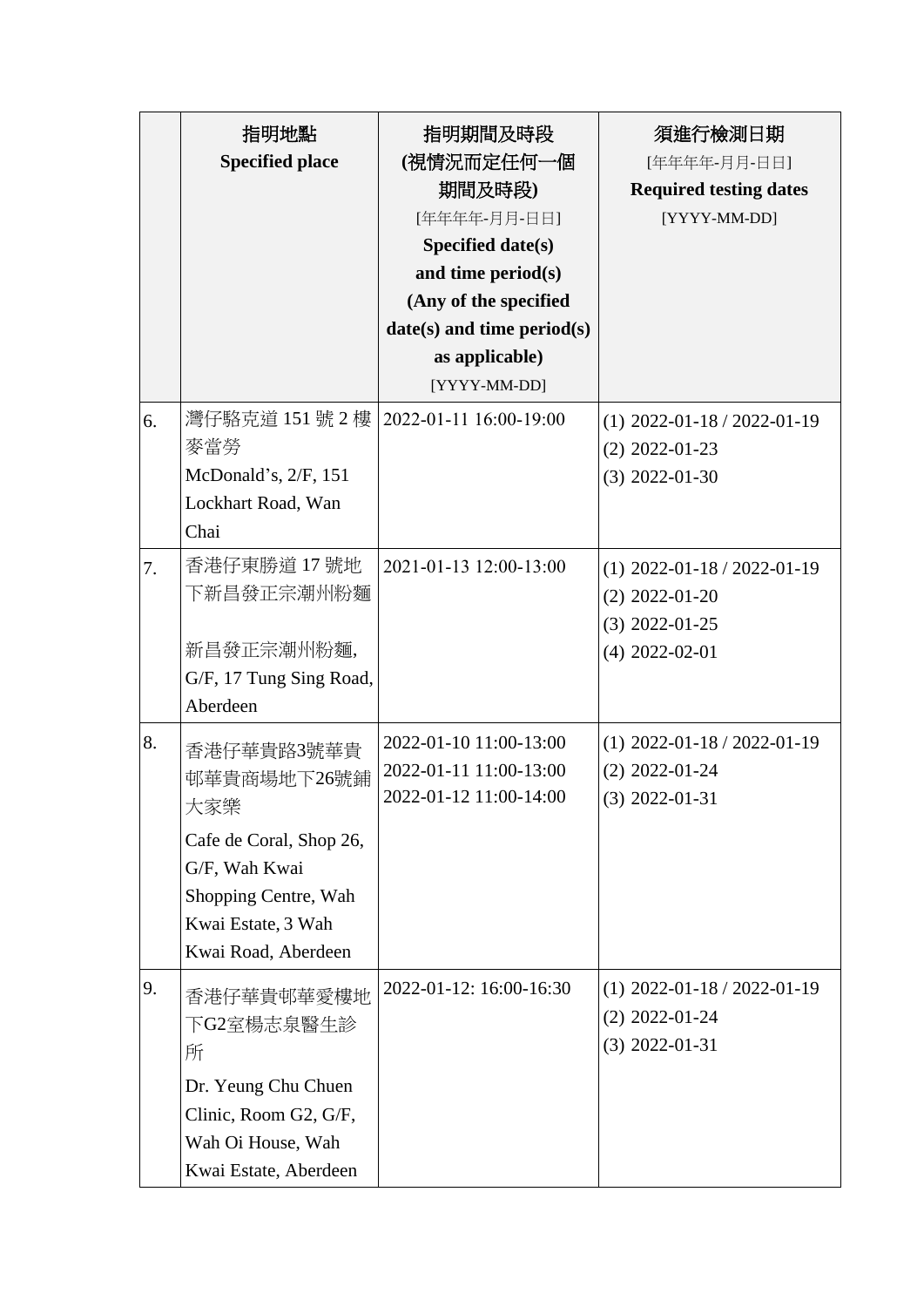| | 指明地點<br>**Specified place** | 指明期間及時段<br>**(視情況而定任何一個期間及時段)**<br>[年年年年-月月-日日]<br>**Specified date(s) and time period(s) (Any of the specified date(s) and time period(s) as applicable)**<br>[YYYY-MM-DD] | 須進行檢測日期<br>[年年年年-月月-日日]<br>**Required testing dates**<br>[YYYY-MM-DD] |
|---|---|---|---|
| 6. | 灣仔駱克道 151 號 2 樓麥當勞<br>McDonald's, 2/F, 151 Lockhart Road, Wan Chai | 2022-01-11 16:00-19:00 | (1) 2022-01-18 / 2022-01-19<br>(2) 2022-01-23<br>(3) 2022-01-30 |
| 7. | 香港仔東勝道 17 號地下新昌發正宗潮州粉麵<br><br>新昌發正宗潮州粉麵, G/F, 17 Tung Sing Road, Aberdeen | 2021-01-13 12:00-13:00 | (1) 2022-01-18 / 2022-01-19<br>(2) 2022-01-20<br>(3) 2022-01-25<br>(4) 2022-02-01 |
| 8. | 香港仔華貴路3號華貴邨華貴商場地下26號鋪大家樂<br>Cafe de Coral, Shop 26, G/F, Wah Kwai Shopping Centre, Wah Kwai Estate, 3 Wah Kwai Road, Aberdeen | 2022-01-10 11:00-13:00<br>2022-01-11 11:00-13:00<br>2022-01-12 11:00-14:00 | (1) 2022-01-18 / 2022-01-19<br>(2) 2022-01-24<br>(3) 2022-01-31 |
| 9. | 香港仔華貴邨華愛樓地下G2室楊志泉醫生診所<br>Dr. Yeung Chu Chuen Clinic, Room G2, G/F, Wah Oi House, Wah Kwai Estate, Aberdeen | 2022-01-12: 16:00-16:30 | (1) 2022-01-18 / 2022-01-19<br>(2) 2022-01-24<br>(3) 2022-01-31 |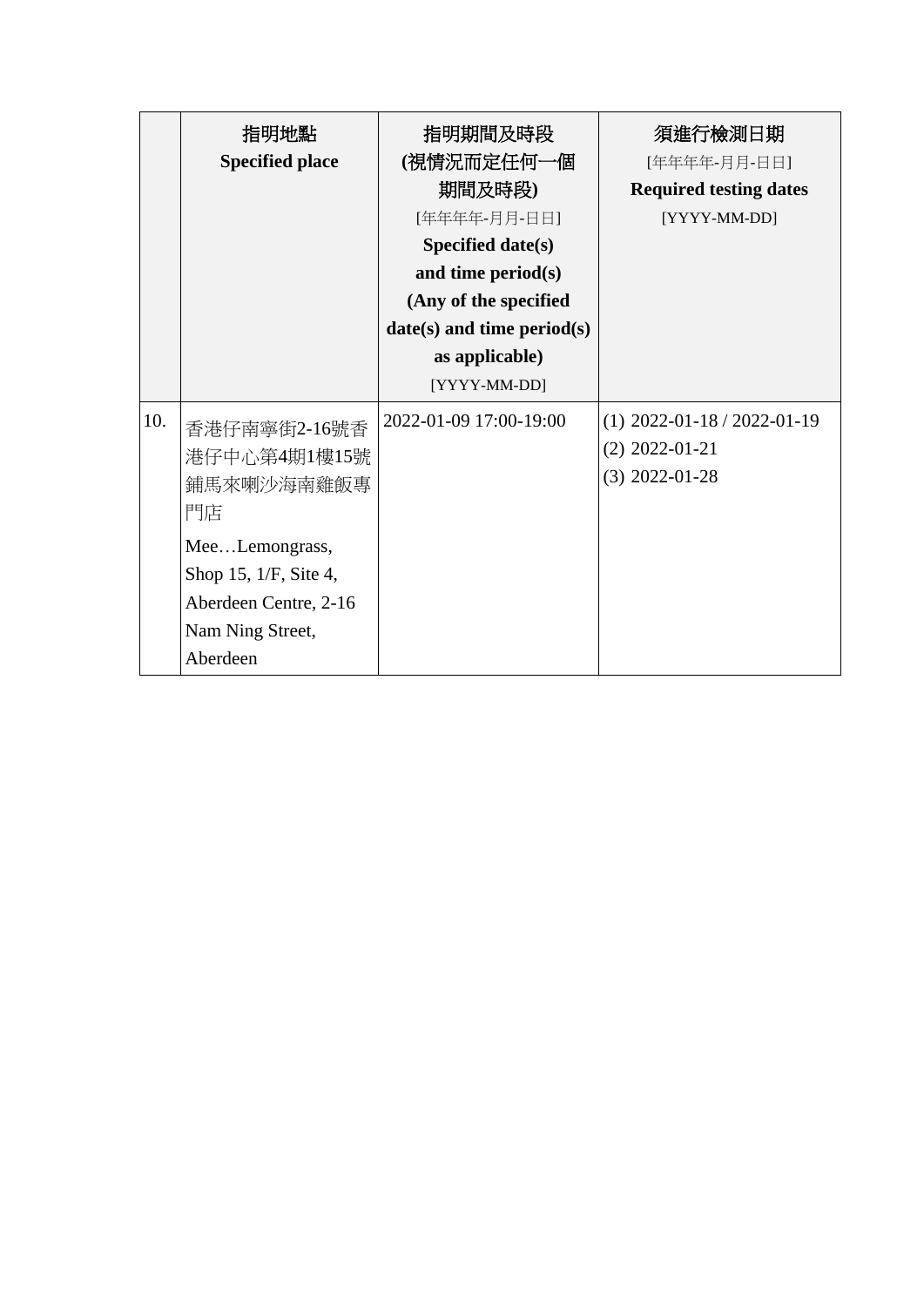| | 指明地點<br>**Specified place** | 指明期間及時段<br>**(視情況而定任何一個期間及時段)**<br>[年年年年-月月-日日]<br>**Specified date(s) and time period(s) (Any of the specified date(s) and time period(s) as applicable)**<br>[YYYY-MM-DD] | 須進行檢測日期<br>[年年年年-月月-日日]<br>**Required testing dates**<br>[YYYY-MM-DD] |
|---|---|---|---|
| 10. | 香港仔南寧街2-16號香港仔中心第4期1樓15號舖馬來喇沙海南雞飯專門店<br>Mee…Lemongrass, Shop 15, 1/F, Site 4, Aberdeen Centre, 2-16 Nam Ning Street, Aberdeen | 2022-01-09 17:00-19:00 | (1) 2022-01-18 / 2022-01-19<br>(2) 2022-01-21<br>(3) 2022-01-28 |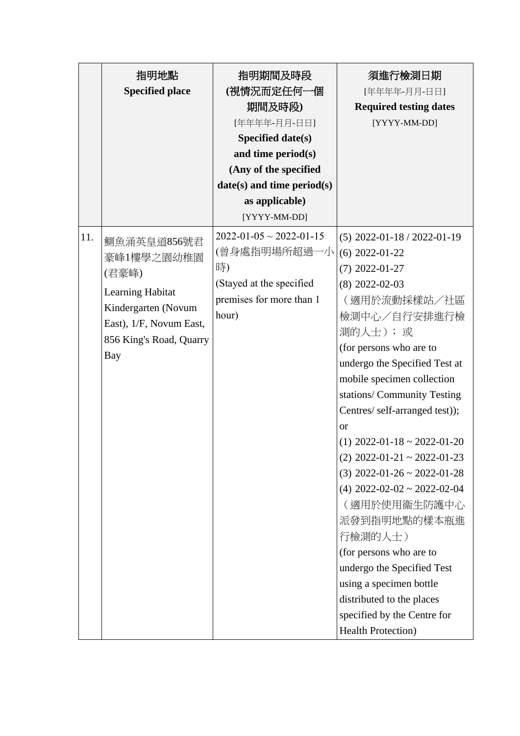| | 指明地點<br>**Specified place** | 指明期間及時段<br>**(視情況而定任何一個期間及時段)**<br>[年年年年-月月-日日]<br>**Specified date(s) and time period(s) (Any of the specified date(s) and time period(s) as applicable)**<br>[YYYY-MM-DD] | 須進行檢測日期<br>[年年年年-月月-日日]<br>**Required testing dates**<br>[YYYY-MM-DD] |
|---|---|---|---|
| 11. | 鰂魚涌英皇道856號君豪峰1樓學之園幼稚園(君豪峰)<br>Learning Habitat Kindergarten (Novum East), 1/F, Novum East, 856 King's Road, Quarry Bay | 2022-01-05 ~ 2022-01-15<br>(曾身處指明場所超過一小時)<br>(Stayed at the specified premises for more than 1 hour) | (5) 2022-01-18 / 2022-01-19<br>(6) 2022-01-22<br>(7) 2022-01-27<br>(8) 2022-02-03<br>（適用於流動採樣站／社區檢測中心／自行安排進行檢測的人士）；或<br>(for persons who are to undergo the Specified Test at mobile specimen collection stations/ Community Testing Centres/ self-arranged test)); or<br>(1) 2022-01-18 ~ 2022-01-20<br>(2) 2022-01-21 ~ 2022-01-23<br>(3) 2022-01-26 ~ 2022-01-28<br>(4) 2022-02-02 ~ 2022-02-04<br>（適用於使用衞生防護中心派發到指明地點的樣本瓶進行檢測的人士）<br>(for persons who are to undergo the Specified Test using a specimen bottle distributed to the places specified by the Centre for Health Protection) |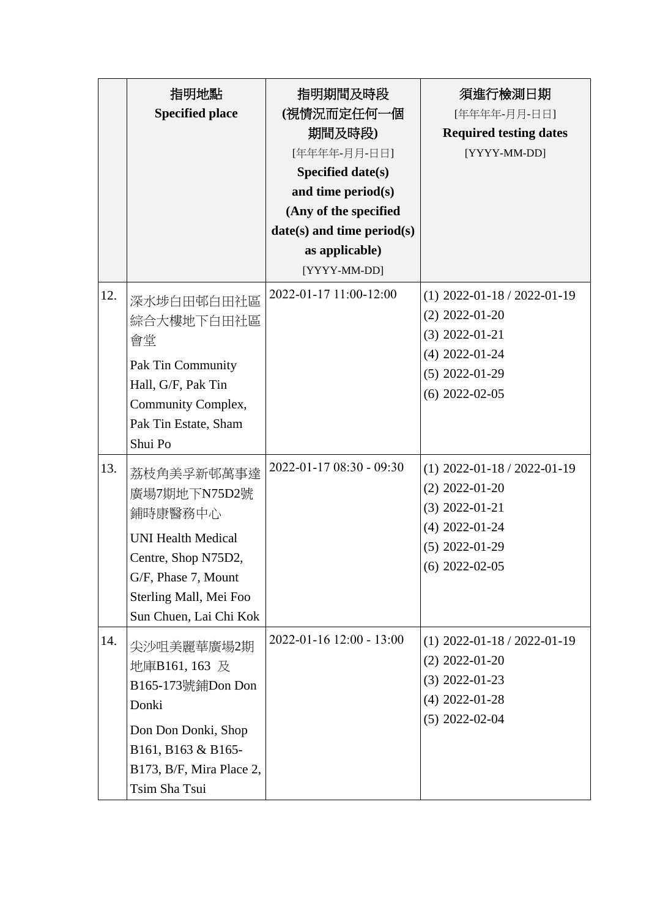| | 指明地點<br>**Specified place** | 指明期間及時段<br>**(視情況而定任何一個期間及時段)**<br>[年年年年-月月-日日]<br>**Specified date(s) and time period(s)**<br>**(Any of the specified date(s) and time period(s) as applicable)**<br>[YYYY-MM-DD] | 須進行檢測日期<br>[年年年年-月月-日日]<br>**Required testing dates**<br>[YYYY-MM-DD] |
|---|---|---|---|
| 12. | 深水埗白田邨白田社區綜合大樓地下白田社區會堂<br>Pak Tin Community Hall, G/F, Pak Tin Community Complex, Pak Tin Estate, Sham Shui Po | 2022-01-17 11:00-12:00 | (1) 2022-01-18 / 2022-01-19<br>(2) 2022-01-20<br>(3) 2022-01-21<br>(4) 2022-01-24<br>(5) 2022-01-29<br>(6) 2022-02-05 |
| 13. | 荔枝角美孚新邨萬事達廣場7期地下N75D2號鋪時康醫務中心<br>UNI Health Medical Centre, Shop N75D2, G/F, Phase 7, Mount Sterling Mall, Mei Foo Sun Chuen, Lai Chi Kok | 2022-01-17 08:30 - 09:30 | (1) 2022-01-18 / 2022-01-19<br>(2) 2022-01-20<br>(3) 2022-01-21<br>(4) 2022-01-24<br>(5) 2022-01-29<br>(6) 2022-02-05 |
| 14. | 尖沙咀美麗華廣場2期地庫B161, 163 及 B165-173號鋪Don Don Donki<br>Don Don Donki, Shop B161, B163 & B165-B173, B/F, Mira Place 2, Tsim Sha Tsui | 2022-01-16 12:00 - 13:00 | (1) 2022-01-18 / 2022-01-19<br>(2) 2022-01-20<br>(3) 2022-01-23<br>(4) 2022-01-28<br>(5) 2022-02-04 |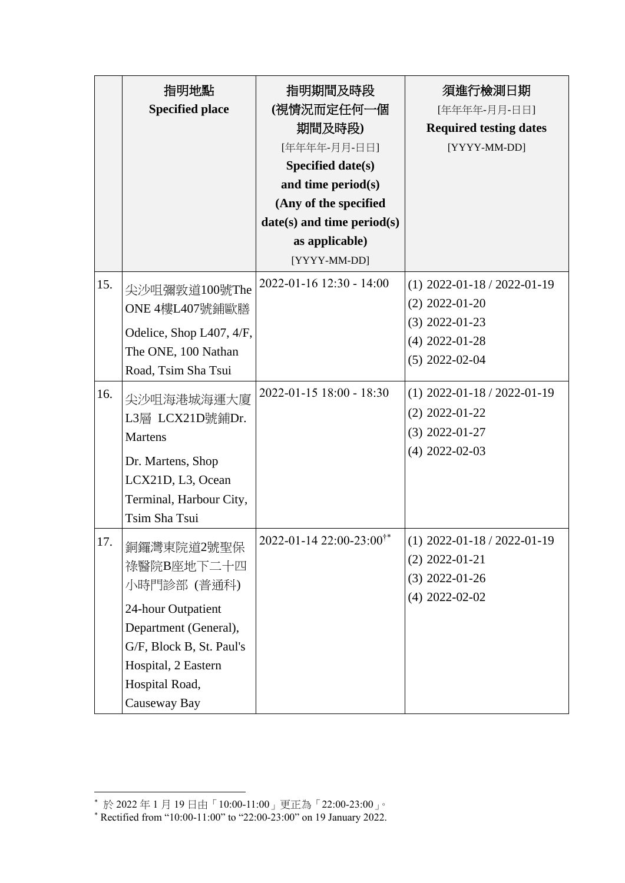| | 指明地點<br>**Specified place** | 指明期間及時段<br>**(視情況而定任何一個期間及時段)**<br>[年年年年-月月-日日]<br>**Specified date(s) and time period(s) (Any of the specified date(s) and time period(s) as applicable)**<br>[YYYY-MM-DD] | 須進行檢測日期<br>[年年年年-月月-日日]<br>**Required testing dates**<br>[YYYY-MM-DD] |
|---|---|---|---|
| 15. | 尖沙咀彌敦道100號The ONE 4樓L407號鋪歐膳<br>Odelice, Shop L407, 4/F, The ONE, 100 Nathan Road, Tsim Sha Tsui | 2022-01-16 12:30 - 14:00 | (1) 2022-01-18 / 2022-01-19<br>(2) 2022-01-20<br>(3) 2022-01-23<br>(4) 2022-01-28<br>(5) 2022-02-04 |
| 16. | 尖沙咀海港城海運大廈L3層 LCX21D號鋪Dr. Martens<br>Dr. Martens, Shop LCX21D, L3, Ocean Terminal, Harbour City, Tsim Sha Tsui | 2022-01-15 18:00 - 18:30 | (1) 2022-01-18 / 2022-01-19<br>(2) 2022-01-22<br>(3) 2022-01-27<br>(4) 2022-02-03 |
| 17. | 銅鑼灣東院道2號聖保祿醫院B座地下二十四小時門診部 (普通科)<br>24-hour Outpatient Department (General), G/F, Block B, St. Paul's Hospital, 2 Eastern Hospital Road, Causeway Bay | 2022-01-14 22:00-23:00[†*] | (1) 2022-01-18 / 2022-01-19<br>(2) 2022-01-21<br>(3) 2022-01-26<br>(4) 2022-02-02 |

[*] 於 2022 年 1 月 19 日由「10:00-11:00」更正為「22:00-23:00」。
[*] Rectified from "10:00-11:00" to "22:00-23:00" on 19 January 2022.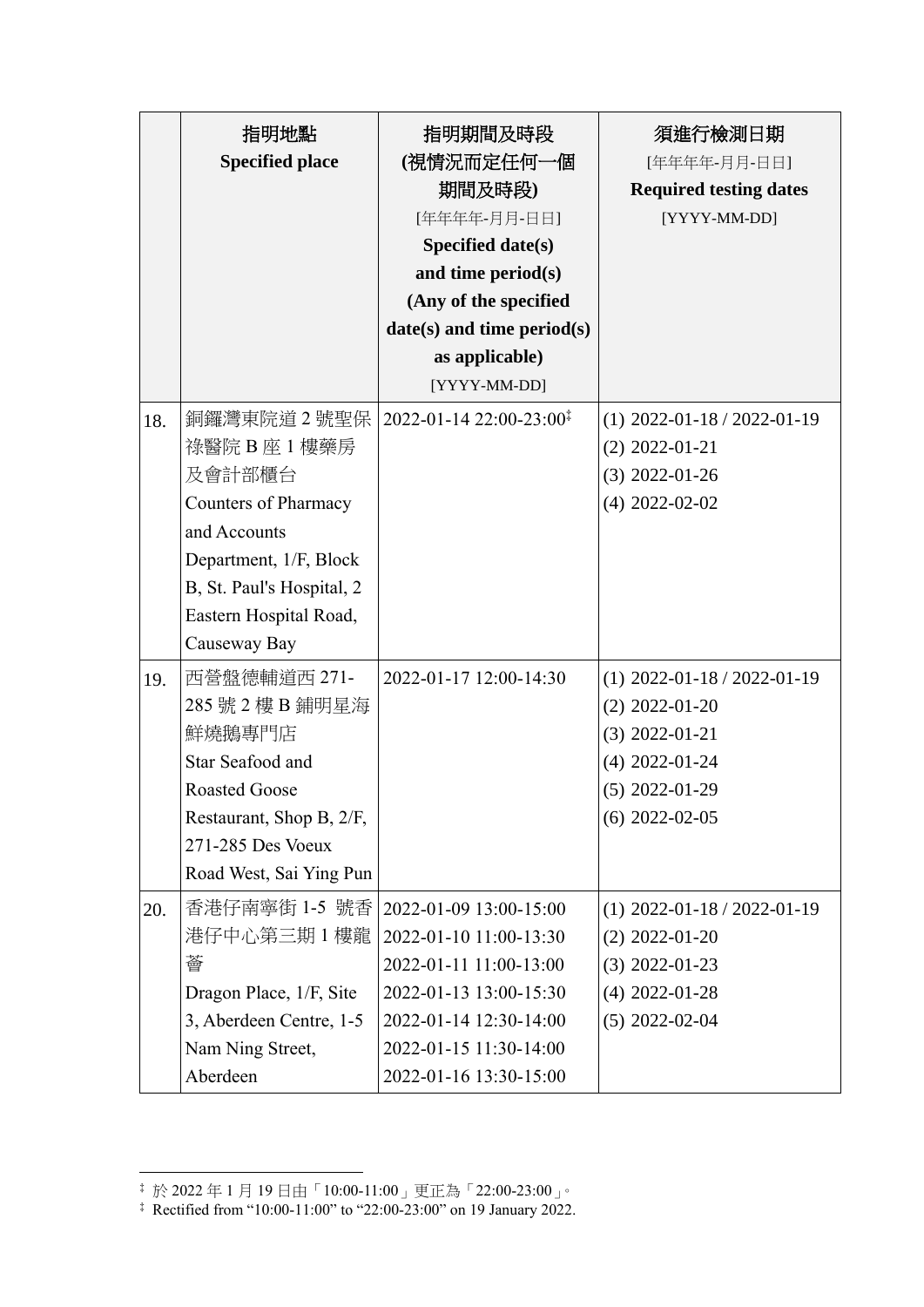| | 指明地點<br>**Specified place** | 指明期間及時段<br>**(視情況而定任何一個期間及時段)**<br>[年年年年-月月-日日]<br>**Specified date(s) and time period(s) (Any of the specified date(s) and time period(s) as applicable)**<br>[YYYY-MM-DD] | 須進行檢測日期<br>[年年年年-月月-日日]<br>**Required testing dates**<br>[YYYY-MM-DD] |
|---|---|---|---|
| 18. | 銅鑼灣東院道 2 號聖保祿醫院 B 座 1 樓藥房及會計部櫃台<br>Counters of Pharmacy and Accounts Department, 1/F, Block B, St. Paul's Hospital, 2 Eastern Hospital Road, Causeway Bay | 2022-01-14 22:00-23:00‡ | (1) 2022-01-18 / 2022-01-19<br>(2) 2022-01-21<br>(3) 2022-01-26<br>(4) 2022-02-02 |
| 19. | 西營盤德輔道西 271-285 號 2 樓 B 鋪明星海鮮燒鵝專門店<br>Star Seafood and Roasted Goose Restaurant, Shop B, 2/F, 271-285 Des Voeux Road West, Sai Ying Pun | 2022-01-17 12:00-14:30 | (1) 2022-01-18 / 2022-01-19<br>(2) 2022-01-20<br>(3) 2022-01-21<br>(4) 2022-01-24<br>(5) 2022-01-29<br>(6) 2022-02-05 |
| 20. | 香港仔南寧街 1-5 號香港仔中心第三期 1 樓龍薈<br>Dragon Place, 1/F, Site 3, Aberdeen Centre, 1-5 Nam Ning Street, Aberdeen | 2022-01-09 13:00-15:00<br>2022-01-10 11:00-13:30<br>2022-01-11 11:00-13:00<br>2022-01-13 13:00-15:30<br>2022-01-14 12:30-14:00<br>2022-01-15 11:30-14:00<br>2022-01-16 13:30-15:00 | (1) 2022-01-18 / 2022-01-19<br>(2) 2022-01-20<br>(3) 2022-01-23<br>(4) 2022-01-28<br>(5) 2022-02-04 |

‡ 於 2022 年 1 月 19 日由「10:00-11:00」更正為「22:00-23:00」。

‡ Rectified from "10:00-11:00" to "22:00-23:00" on 19 January 2022.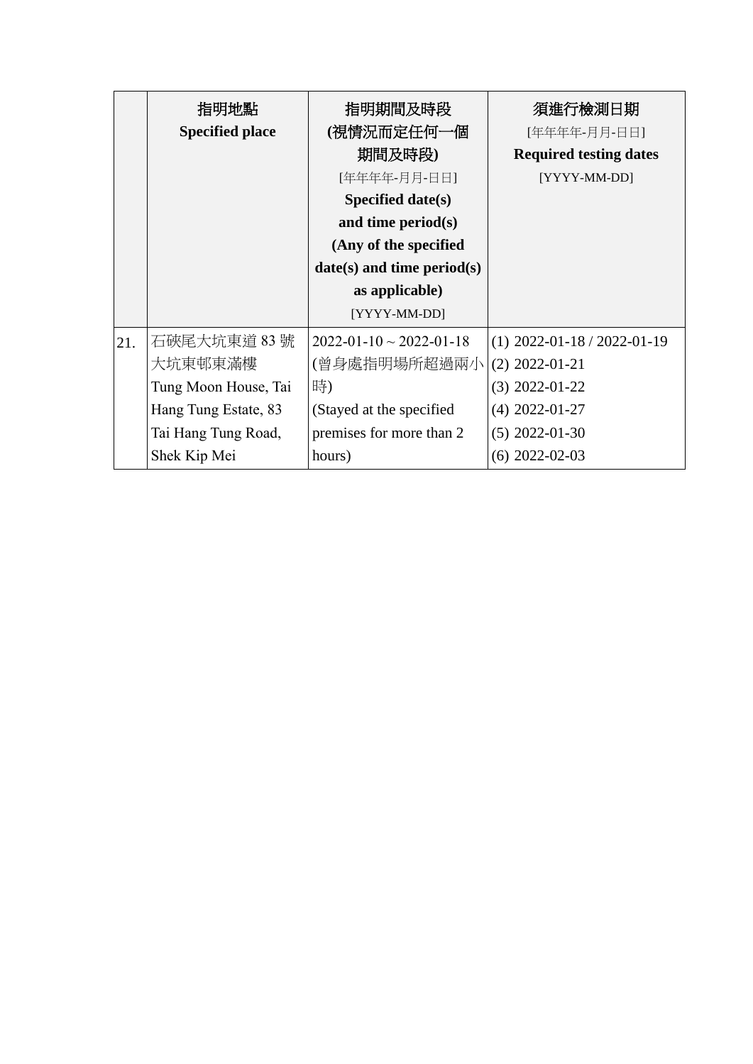| | 指明地點<br>**Specified place** | 指明期間及時段<br>**(視情況而定任何一個期間及時段)**<br>[年年年年-月月-日日]<br>**Specified date(s) and time period(s) (Any of the specified date(s) and time period(s) as applicable)**<br>[YYYY-MM-DD] | 須進行檢測日期<br>[年年年年-月月-日日]<br>**Required testing dates**<br>[YYYY-MM-DD] |
|---|---|---|---|
| 21. | 石硤尾大坑東道 83 號大坑東邨東滿樓<br>Tung Moon House, Tai Hang Tung Estate, 83 Tai Hang Tung Road, Shek Kip Mei | 2022-01-10 ~ 2022-01-18<br>(曾身處指明場所超過兩小時)<br>(Stayed at the specified premises for more than 2 hours) | (1) 2022-01-18 / 2022-01-19<br>(2) 2022-01-21<br>(3) 2022-01-22<br>(4) 2022-01-27<br>(5) 2022-01-30<br>(6) 2022-02-03 |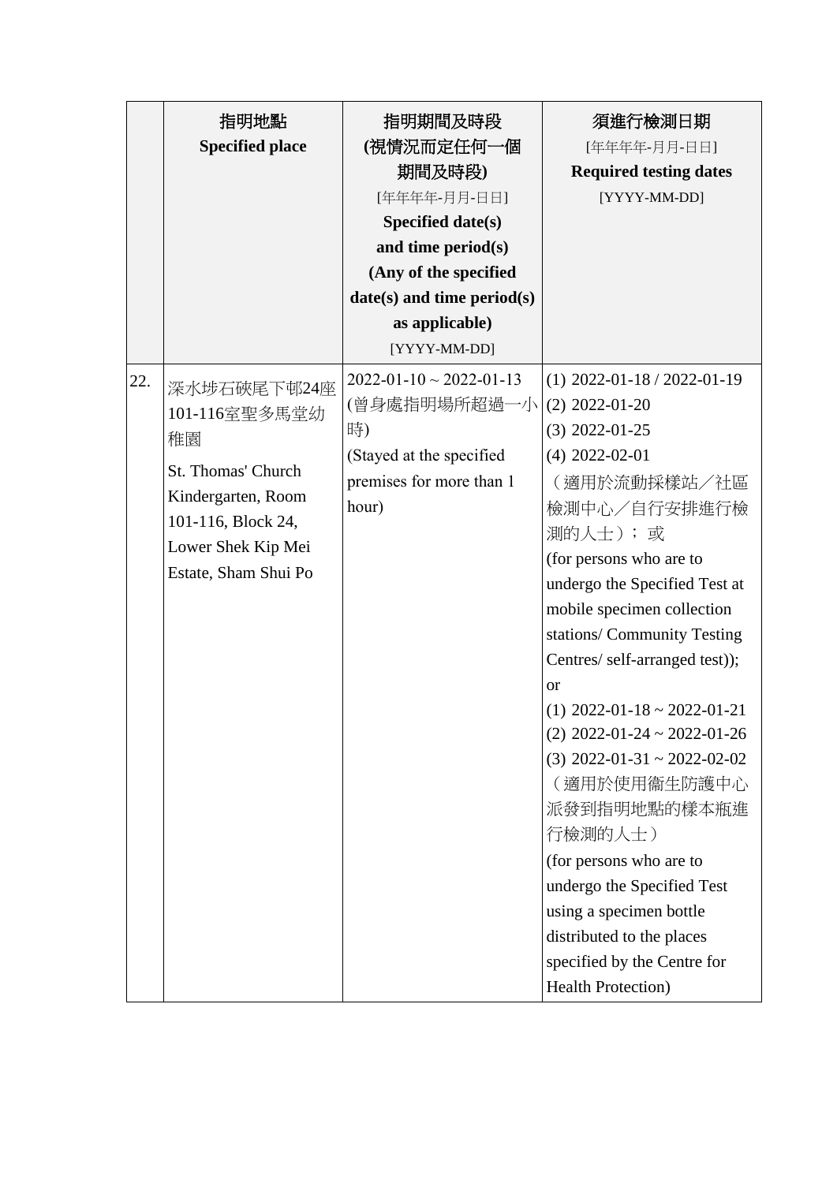| | 指明地點<br>**Specified place** | 指明期間及時段<br>**(視情況而定任何一個期間及時段)**<br>[年年年年-月月-日日]<br>**Specified date(s) and time period(s)<br>(Any of the specified date(s) and time period(s) as applicable)**<br>[YYYY-MM-DD] | 須進行檢測日期<br>[年年年年-月月-日日]<br>**Required testing dates**<br>[YYYY-MM-DD] |
|---|---|---|---|
| 22. | 深水埗石硤尾下邨24座101-116室聖多馬堂幼稚園<br><br>St. Thomas' Church Kindergarten, Room 101-116, Block 24, Lower Shek Kip Mei Estate, Sham Shui Po | 2022-01-10 ~ 2022-01-13<br>(曾身處指明場所超過一小時)<br>(Stayed at the specified premises for more than 1 hour) | (1) 2022-01-18 / 2022-01-19<br>(2) 2022-01-20<br>(3) 2022-01-25<br>(4) 2022-02-01<br>（適用於流動採樣站／社區檢測中心／自行安排進行檢測的人士）；或<br>(for persons who are to undergo the Specified Test at mobile specimen collection stations/ Community Testing Centres/ self-arranged test)); or<br>(1) 2022-01-18 ~ 2022-01-21<br>(2) 2022-01-24 ~ 2022-01-26<br>(3) 2022-01-31 ~ 2022-02-02<br>（適用於使用衞生防護中心派發到指明地點的樣本瓶進行檢測的人士）<br>(for persons who are to undergo the Specified Test using a specimen bottle distributed to the places specified by the Centre for Health Protection) |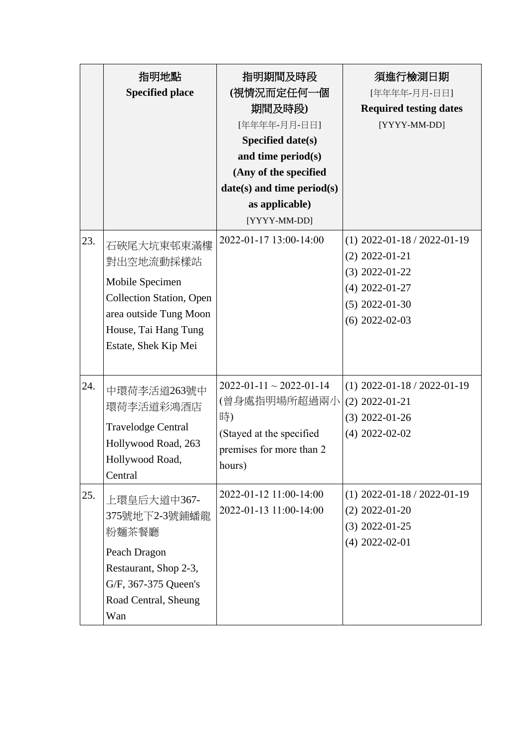| | 指明地點<br>**Specified place** | 指明期間及時段<br>**(視情況而定任何一個期間及時段)**<br>[年年年年-月月-日日]<br>**Specified date(s) and time period(s) (Any of the specified date(s) and time period(s) as applicable)**<br>[YYYY-MM-DD] | 須進行檢測日期<br>[年年年年-月月-日日]<br>**Required testing dates**<br>[YYYY-MM-DD] |
|---|---|---|---|
| 23. | 石硤尾大坑東邨東滿樓對出空地流動採樣站<br>Mobile Specimen Collection Station, Open area outside Tung Moon House, Tai Hang Tung Estate, Shek Kip Mei | 2022-01-17 13:00-14:00 | (1) 2022-01-18 / 2022-01-19<br>(2) 2022-01-21<br>(3) 2022-01-22<br>(4) 2022-01-27<br>(5) 2022-01-30<br>(6) 2022-02-03 |
| 24. | 中環荷李活道263號中環荷李活道彩鴻酒店<br>Travelodge Central Hollywood Road, 263 Hollywood Road, Central | 2022-01-11 ~ 2022-01-14<br>(曾身處指明場所超過兩小時)<br>(Stayed at the specified premises for more than 2 hours) | (1) 2022-01-18 / 2022-01-19<br>(2) 2022-01-21<br>(3) 2022-01-26<br>(4) 2022-02-02 |
| 25. | 上環皇后大道中367-375號地下2-3號鋪蟠龍粉麵茶餐廳<br>Peach Dragon Restaurant, Shop 2-3, G/F, 367-375 Queen's Road Central, Sheung Wan | 2022-01-12 11:00-14:00<br>2022-01-13 11:00-14:00 | (1) 2022-01-18 / 2022-01-19<br>(2) 2022-01-20<br>(3) 2022-01-25<br>(4) 2022-02-01 |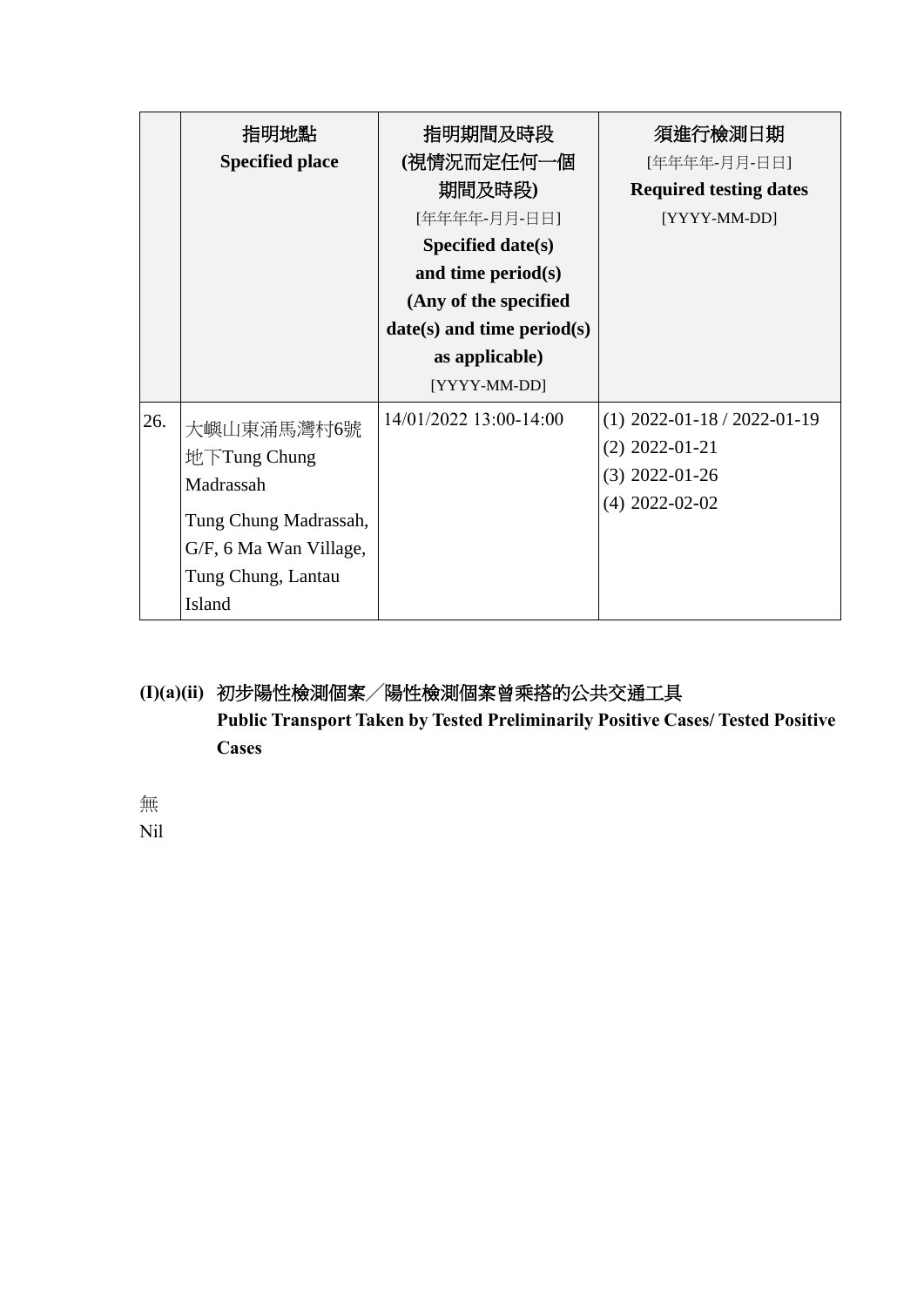| | 指明地點 **Specified place** | 指明期間及時段 **(視情況而定任何一個期間及時段)** [年年年年-月月-日日] **Specified date(s) and time period(s) (Any of the specified date(s) and time period(s) as applicable)** [YYYY-MM-DD] | 須進行檢測日期 [年年年年-月月-日日] **Required testing dates** [YYYY-MM-DD] |
|---|---|---|---|
| 26. | 大嶼山東涌馬灣村6號地下Tung Chung Madrassah<br>Tung Chung Madrassah, G/F, 6 Ma Wan Village, Tung Chung, Lantau Island | 14/01/2022 13:00-14:00 | (1) 2022-01-18 / 2022-01-19<br>(2) 2022-01-21<br>(3) 2022-01-26<br>(4) 2022-02-02 |

**(I)(a)(ii)** **初步陽性檢測個案╱陽性檢測個案曾乘搭的公共交通工具**
**Public Transport Taken by Tested Preliminarily Positive Cases/ Tested Positive Cases**

無
Nil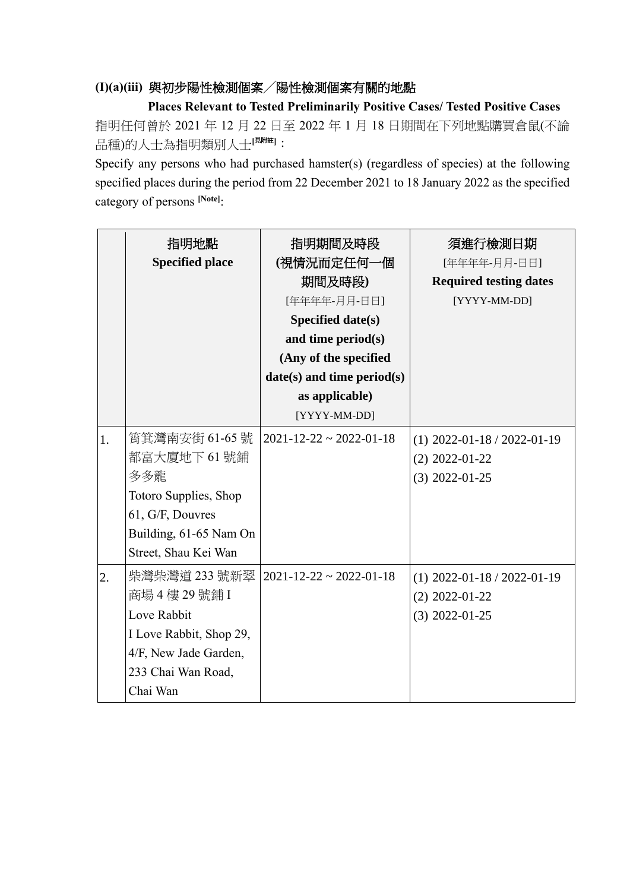**(I)(a)(iii) 與初步陽性檢測個案／陽性檢測個案有關的地點**

**Places Relevant to Tested Preliminarily Positive Cases/ Tested Positive Cases**

指明任何曾於 2021 年 12 月 22 日至 2022 年 1 月 18 日期間在下列地點購買倉鼠(不論品種)的人士為指明類別人士[見附註]：

Specify any persons who had purchased hamster(s) (regardless of species) at the following specified places during the period from 22 December 2021 to 18 January 2022 as the specified category of persons [Note]:

| | 指明地點<br>**Specified place** | 指明期間及時段<br>(視情況而定任何一個期間及時段)<br>[年年年年-月月-日日]<br>**Specified date(s) and time period(s) (Any of the specified date(s) and time period(s) as applicable)**<br>[YYYY-MM-DD] | 須進行檢測日期<br>[年年年年-月月-日日]<br>**Required testing dates**<br>[YYYY-MM-DD] |
|---|---|---|---|
| 1. | 筲箕灣南安街 61-65 號都富大廈地下 61 號鋪多多龍<br>Totoro Supplies, Shop 61, G/F, Douvres Building, 61-65 Nam On Street, Shau Kei Wan | 2021-12-22 ~ 2022-01-18 | (1) 2022-01-18 / 2022-01-19<br>(2) 2022-01-22<br>(3) 2022-01-25 |
| 2. | 柴灣柴灣道 233 號新翠商場 4 樓 29 號鋪 I Love Rabbit<br>I Love Rabbit, Shop 29, 4/F, New Jade Garden, 233 Chai Wan Road, Chai Wan | 2021-12-22 ~ 2022-01-18 | (1) 2022-01-18 / 2022-01-19<br>(2) 2022-01-22<br>(3) 2022-01-25 |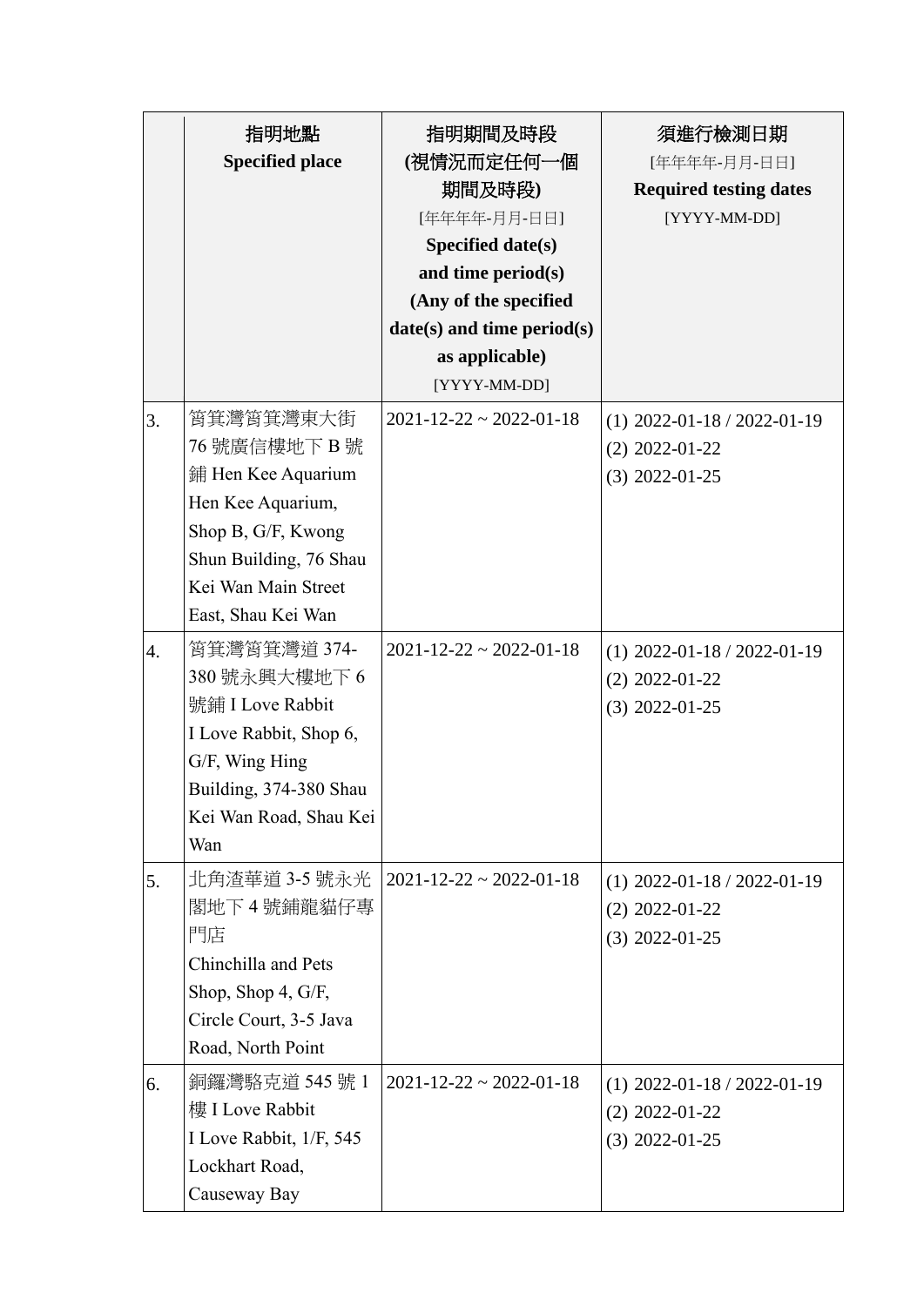| | 指明地點<br>**Specified place** | 指明期間及時段<br>**(視情況而定任何一個期間及時段)**<br>[年年年年-月月-日日]<br>**Specified date(s) and time period(s) (Any of the specified date(s) and time period(s) as applicable)**<br>[YYYY-MM-DD] | 須進行檢測日期<br>[年年年年-月月-日日]<br>**Required testing dates**<br>[YYYY-MM-DD] |
|---|---|---|---|
| 3. | 筲箕灣筲箕灣東大街76號廣信樓地下B號鋪 Hen Kee Aquarium<br>Hen Kee Aquarium, Shop B, G/F, Kwong Shun Building, 76 Shau Kei Wan Main Street East, Shau Kei Wan | 2021-12-22 ~ 2022-01-18 | (1) 2022-01-18 / 2022-01-19<br>(2) 2022-01-22<br>(3) 2022-01-25 |
| 4. | 筲箕灣筲箕灣道374-380號永興大樓地下6號鋪 I Love Rabbit<br>I Love Rabbit, Shop 6, G/F, Wing Hing Building, 374-380 Shau Kei Wan Road, Shau Kei Wan | 2021-12-22 ~ 2022-01-18 | (1) 2022-01-18 / 2022-01-19<br>(2) 2022-01-22<br>(3) 2022-01-25 |
| 5. | 北角渣華道3-5號永光閣地下4號鋪龍貓仔專門店<br>Chinchilla and Pets Shop, Shop 4, G/F, Circle Court, 3-5 Java Road, North Point | 2021-12-22 ~ 2022-01-18 | (1) 2022-01-18 / 2022-01-19<br>(2) 2022-01-22<br>(3) 2022-01-25 |
| 6. | 銅鑼灣駱克道545號1樓 I Love Rabbit<br>I Love Rabbit, 1/F, 545 Lockhart Road, Causeway Bay | 2021-12-22 ~ 2022-01-18 | (1) 2022-01-18 / 2022-01-19<br>(2) 2022-01-22<br>(3) 2022-01-25 |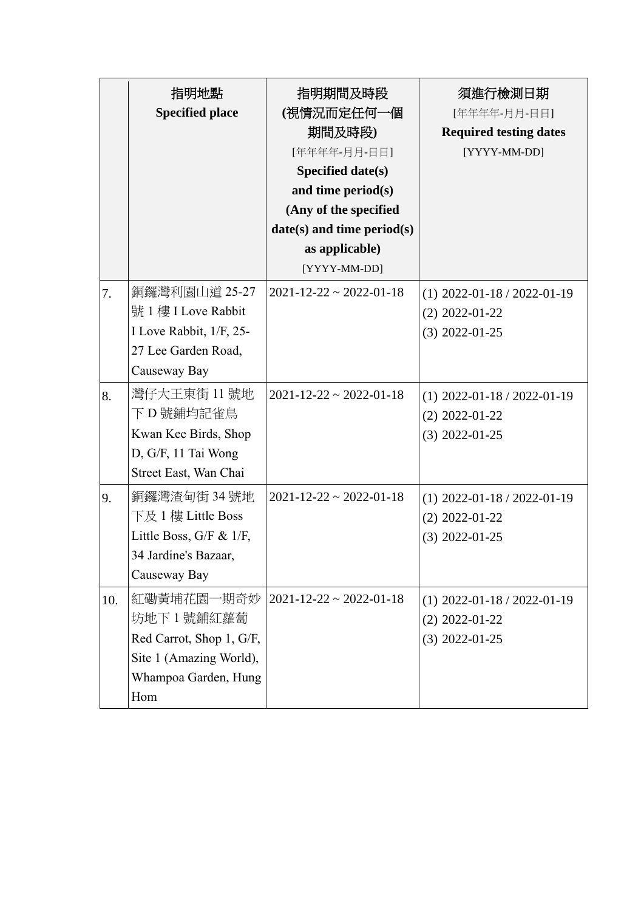| | 指明地點<br>**Specified place** | 指明期間及時段<br>**(視情況而定任何一個期間及時段)**<br>[年年年年-月月-日日]<br>**Specified date(s) and time period(s) (Any of the specified date(s) and time period(s) as applicable)**<br>[YYYY-MM-DD] | 須進行檢測日期<br>[年年年年-月月-日日]<br>**Required testing dates**<br>[YYYY-MM-DD] |
|---|---|---|---|
| 7. | 銅鑼灣利園山道 25-27 號 1 樓 I Love Rabbit<br>I Love Rabbit, 1/F, 25-27 Lee Garden Road, Causeway Bay | 2021-12-22 ~ 2022-01-18 | (1) 2022-01-18 / 2022-01-19<br>(2) 2022-01-22<br>(3) 2022-01-25 |
| 8. | 灣仔大王東街 11 號地下 D 號鋪均記雀鳥<br>Kwan Kee Birds, Shop D, G/F, 11 Tai Wong Street East, Wan Chai | 2021-12-22 ~ 2022-01-18 | (1) 2022-01-18 / 2022-01-19<br>(2) 2022-01-22<br>(3) 2022-01-25 |
| 9. | 銅鑼灣渣甸街 34 號地下及 1 樓 Little Boss<br>Little Boss, G/F & 1/F, 34 Jardine's Bazaar, Causeway Bay | 2021-12-22 ~ 2022-01-18 | (1) 2022-01-18 / 2022-01-19<br>(2) 2022-01-22<br>(3) 2022-01-25 |
| 10. | 紅磡黃埔花園一期奇妙坊地下 1 號鋪紅蘿蔔<br>Red Carrot, Shop 1, G/F, Site 1 (Amazing World), Whampoa Garden, Hung Hom | 2021-12-22 ~ 2022-01-18 | (1) 2022-01-18 / 2022-01-19<br>(2) 2022-01-22<br>(3) 2022-01-25 |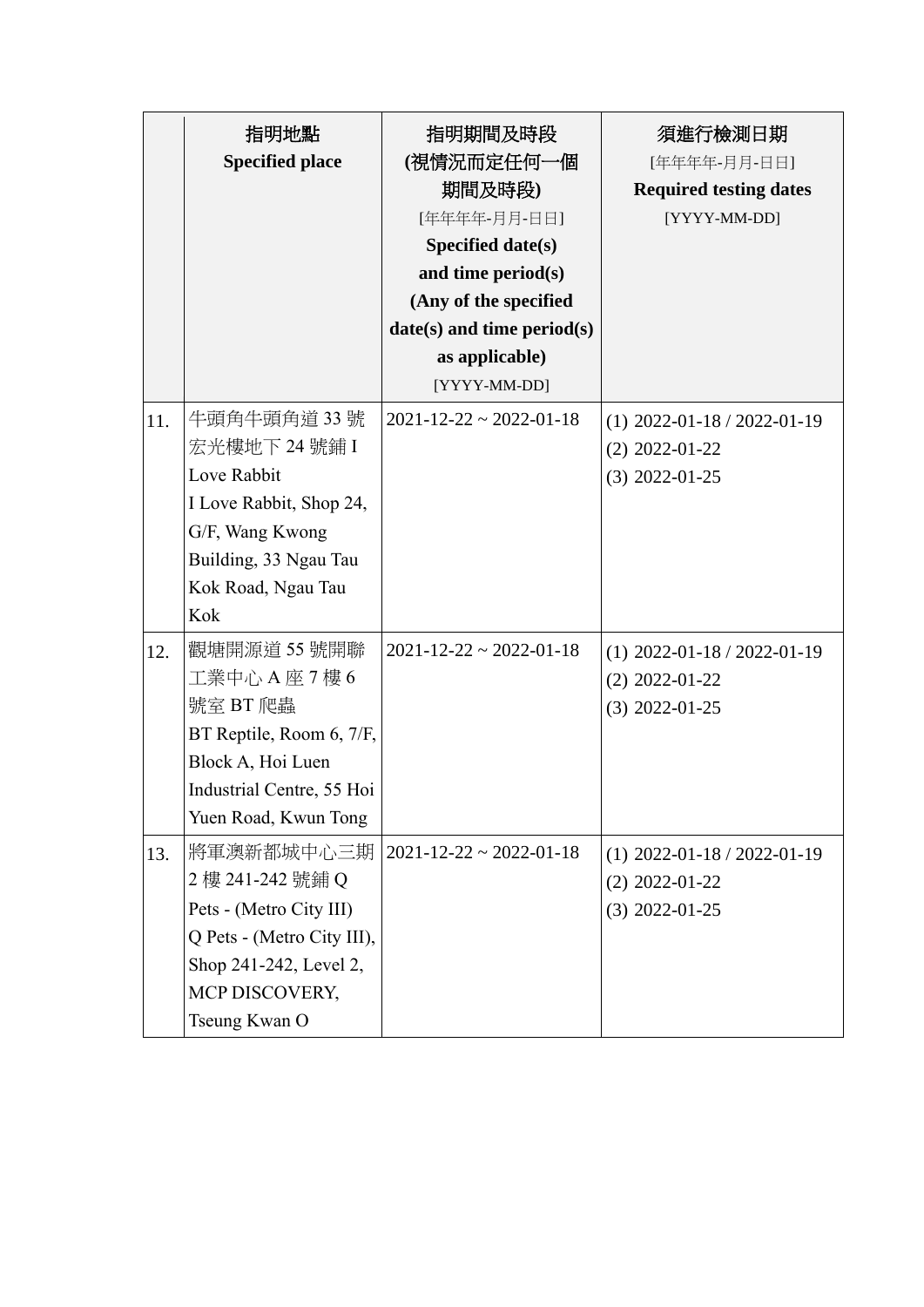| | 指明地點<br>**Specified place** | 指明期間及時段<br>(視情況而定任何一個期間及時段)<br>[年年年年-月月-日日]<br>**Specified date(s) and time period(s) (Any of the specified date(s) and time period(s) as applicable)**<br>[YYYY-MM-DD] | 須進行檢測日期<br>[年年年年-月月-日日]<br>**Required testing dates**<br>[YYYY-MM-DD] |
|---|---|---|---|
| 11. | 牛頭角牛頭角道 33 號宏光樓地下 24 號鋪 I Love Rabbit<br>I Love Rabbit, Shop 24, G/F, Wang Kwong Building, 33 Ngau Tau Kok Road, Ngau Tau Kok | 2021-12-22 ~ 2022-01-18 | (1) 2022-01-18 / 2022-01-19<br>(2) 2022-01-22<br>(3) 2022-01-25 |
| 12. | 觀塘開源道 55 號開聯工業中心 A 座 7 樓 6 號室 BT 爬蟲<br>BT Reptile, Room 6, 7/F, Block A, Hoi Luen Industrial Centre, 55 Hoi Yuen Road, Kwun Tong | 2021-12-22 ~ 2022-01-18 | (1) 2022-01-18 / 2022-01-19<br>(2) 2022-01-22<br>(3) 2022-01-25 |
| 13. | 將軍澳新都城中心三期 2 樓 241-242 號鋪 Q Pets - (Metro City III)<br>Q Pets - (Metro City III), Shop 241-242, Level 2, MCP DISCOVERY, Tseung Kwan O | 2021-12-22 ~ 2022-01-18 | (1) 2022-01-18 / 2022-01-19<br>(2) 2022-01-22<br>(3) 2022-01-25 |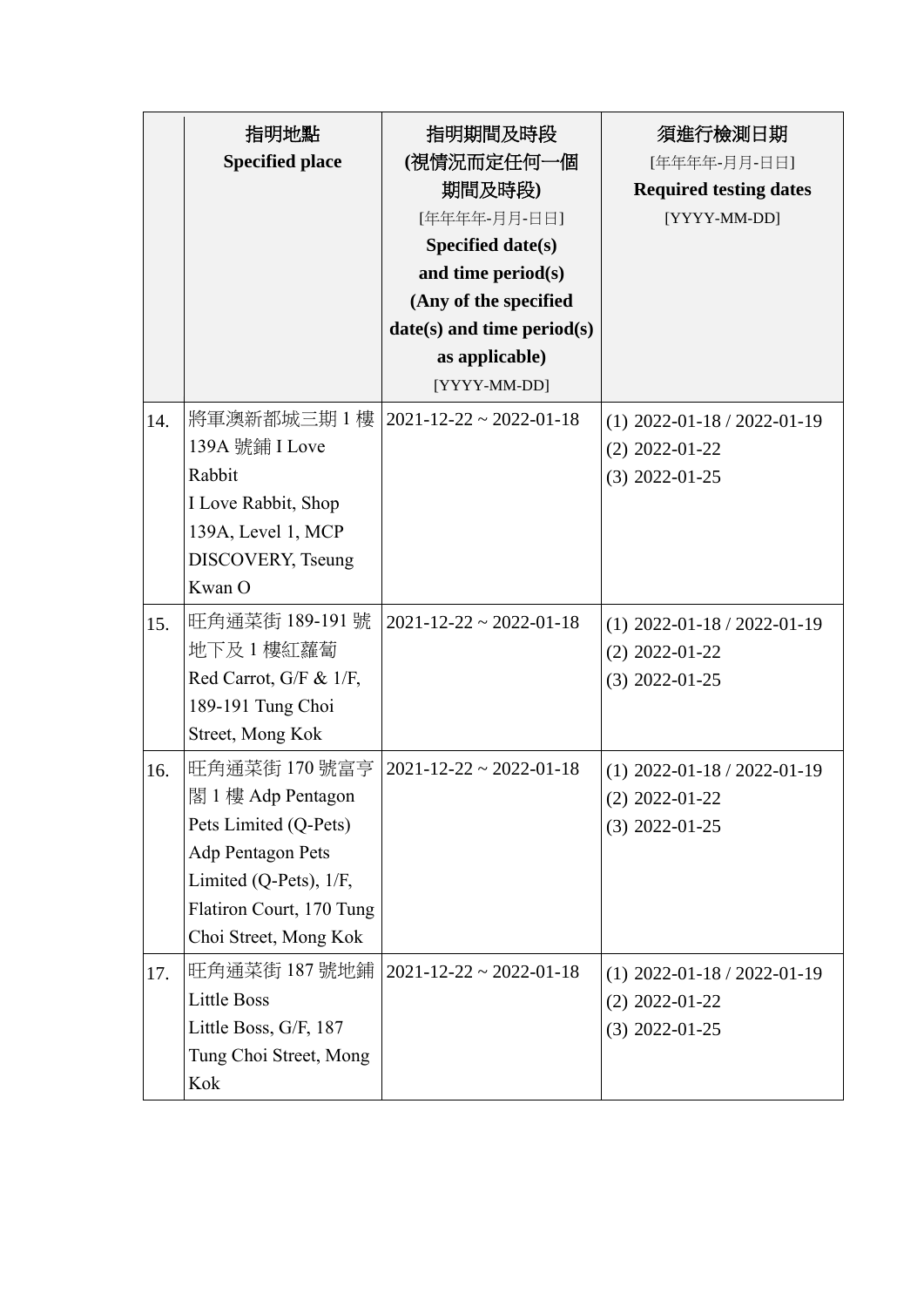| | 指明地點<br>Specified place | 指明期間及時段<br>(視情況而定任何一個期間及時段)<br>[年年年年-月月-日日]<br>Specified date(s) and time period(s)<br>(Any of the specified date(s) and time period(s) as applicable)<br>[YYYY-MM-DD] | 須進行檢測日期<br>[年年年年-月月-日日]<br>Required testing dates<br>[YYYY-MM-DD] |
|---|---|---|---|
| 14. | 將軍澳新都城三期 1 樓 139A 號鋪 I Love Rabbit<br>I Love Rabbit, Shop 139A, Level 1, MCP DISCOVERY, Tseung Kwan O | 2021-12-22 ~ 2022-01-18 | (1) 2022-01-18 / 2022-01-19<br>(2) 2022-01-22<br>(3) 2022-01-25 |
| 15. | 旺角通菜街 189-191 號地下及 1 樓紅蘿蔔<br>Red Carrot, G/F & 1/F, 189-191 Tung Choi Street, Mong Kok | 2021-12-22 ~ 2022-01-18 | (1) 2022-01-18 / 2022-01-19<br>(2) 2022-01-22<br>(3) 2022-01-25 |
| 16. | 旺角通菜街 170 號富亨閣 1 樓 Adp Pentagon Pets Limited (Q-Pets)<br>Adp Pentagon Pets Limited (Q-Pets), 1/F, Flatiron Court, 170 Tung Choi Street, Mong Kok | 2021-12-22 ~ 2022-01-18 | (1) 2022-01-18 / 2022-01-19<br>(2) 2022-01-22<br>(3) 2022-01-25 |
| 17. | 旺角通菜街 187 號地鋪 Little Boss<br>Little Boss, G/F, 187 Tung Choi Street, Mong Kok | 2021-12-22 ~ 2022-01-18 | (1) 2022-01-18 / 2022-01-19<br>(2) 2022-01-22<br>(3) 2022-01-25 |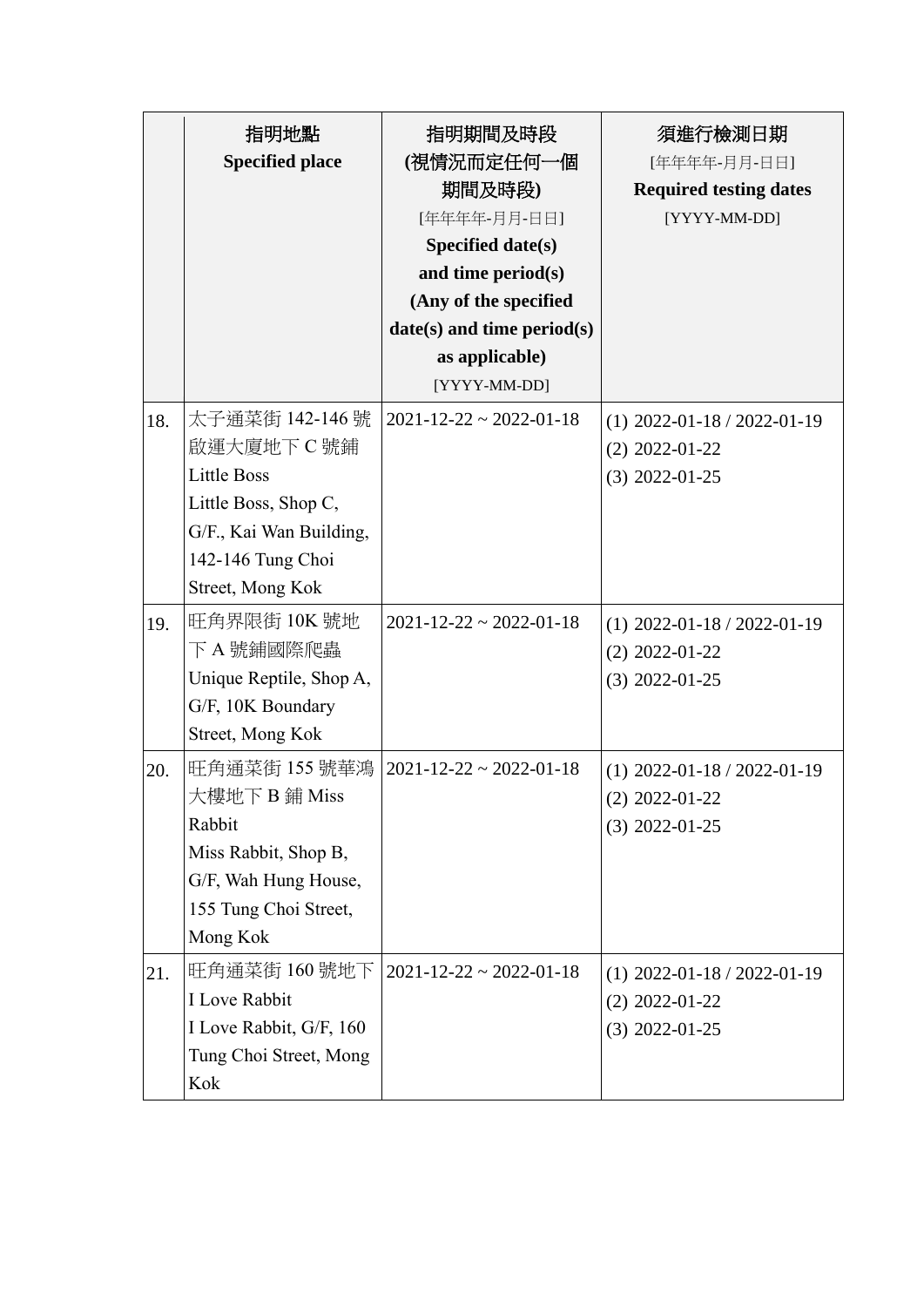| | 指明地點<br>Specified place | 指明期間及時段<br>(視情況而定任何一個期間及時段)<br>[年年年年-月月-日日]<br>Specified date(s) and time period(s)<br>(Any of the specified date(s) and time period(s) as applicable)<br>[YYYY-MM-DD] | 須進行檢測日期<br>[年年年年-月月-日日]<br>Required testing dates<br>[YYYY-MM-DD] |
|---|---|---|---|
| 18. | 太子通菜街 142-146 號啟運大廈地下 C 號鋪 Little Boss<br>Little Boss, Shop C, G/F., Kai Wan Building, 142-146 Tung Choi Street, Mong Kok | 2021-12-22 ~ 2022-01-18 | (1) 2022-01-18 / 2022-01-19<br>(2) 2022-01-22<br>(3) 2022-01-25 |
| 19. | 旺角界限街 10K 號地下 A 號鋪國際爬蟲<br>Unique Reptile, Shop A, G/F, 10K Boundary Street, Mong Kok | 2021-12-22 ~ 2022-01-18 | (1) 2022-01-18 / 2022-01-19<br>(2) 2022-01-22<br>(3) 2022-01-25 |
| 20. | 旺角通菜街 155 號華鴻大樓地下 B 鋪 Miss Rabbit<br>Miss Rabbit, Shop B, G/F, Wah Hung House, 155 Tung Choi Street, Mong Kok | 2021-12-22 ~ 2022-01-18 | (1) 2022-01-18 / 2022-01-19<br>(2) 2022-01-22<br>(3) 2022-01-25 |
| 21. | 旺角通菜街 160 號地下 I Love Rabbit<br>I Love Rabbit, G/F, 160 Tung Choi Street, Mong Kok | 2021-12-22 ~ 2022-01-18 | (1) 2022-01-18 / 2022-01-19<br>(2) 2022-01-22<br>(3) 2022-01-25 |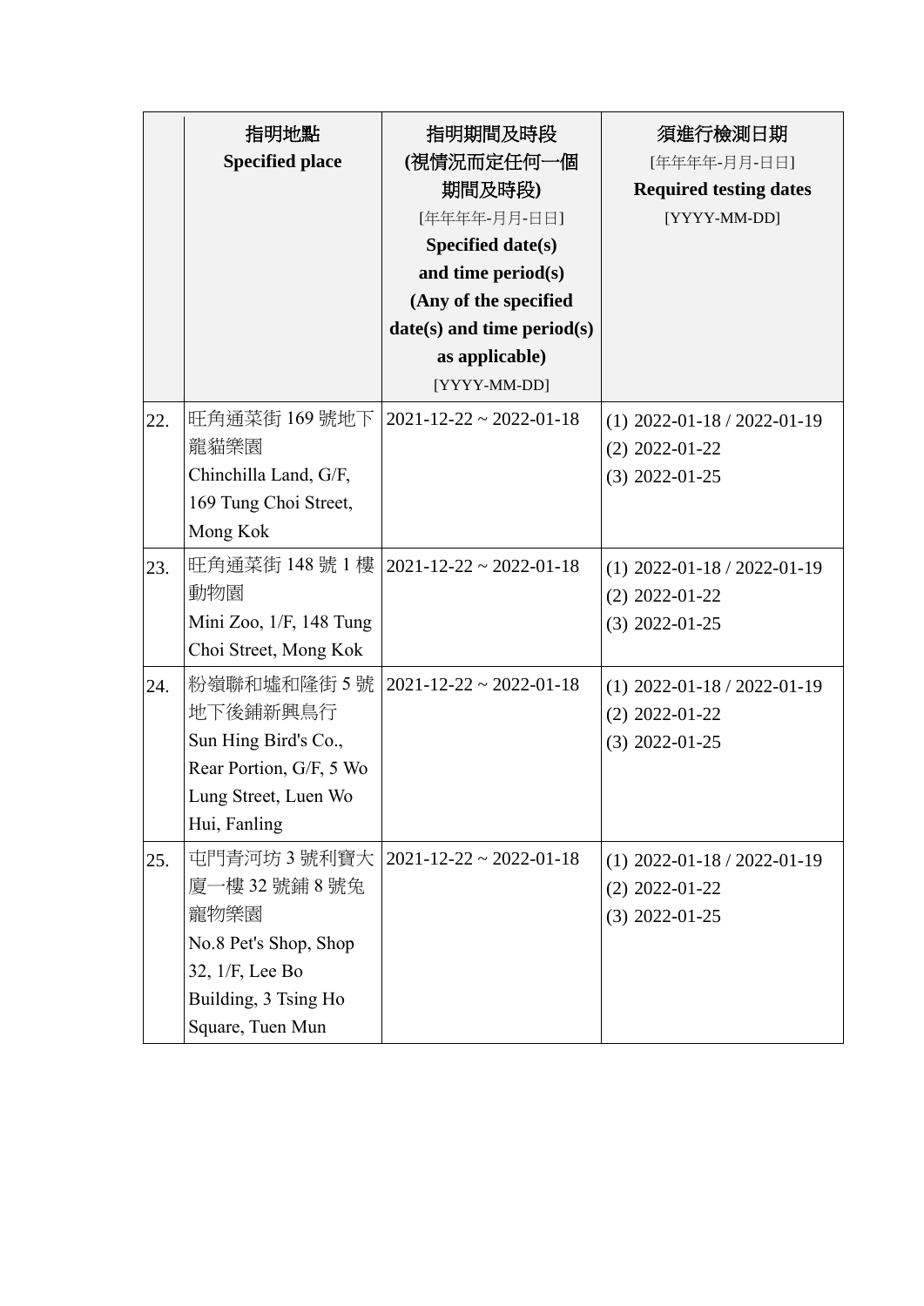| | 指明地點<br>**Specified place** | 指明期間及時段<br>**(視情況而定任何一個期間及時段)**<br>[年年年年-月月-日日]<br>**Specified date(s) and time period(s) (Any of the specified date(s) and time period(s) as applicable)**<br>[YYYY-MM-DD] | 須進行檢測日期<br>[年年年年-月月-日日]<br>**Required testing dates**<br>[YYYY-MM-DD] |
|---|---|---|---|
| 22. | 旺角通菜街 169 號地下龍貓樂園<br>Chinchilla Land, G/F, 169 Tung Choi Street, Mong Kok | 2021-12-22 ~ 2022-01-18 | (1) 2022-01-18 / 2022-01-19<br>(2) 2022-01-22<br>(3) 2022-01-25 |
| 23. | 旺角通菜街 148 號 1 樓動物園<br>Mini Zoo, 1/F, 148 Tung Choi Street, Mong Kok | 2021-12-22 ~ 2022-01-18 | (1) 2022-01-18 / 2022-01-19<br>(2) 2022-01-22<br>(3) 2022-01-25 |
| 24. | 粉嶺聯和墟和隆街 5 號地下後鋪新興鳥行<br>Sun Hing Bird's Co., Rear Portion, G/F, 5 Wo Lung Street, Luen Wo Hui, Fanling | 2021-12-22 ~ 2022-01-18 | (1) 2022-01-18 / 2022-01-19<br>(2) 2022-01-22<br>(3) 2022-01-25 |
| 25. | 屯門青河坊 3 號利寶大廈一樓 32 號鋪 8 號兔寵物樂園<br>No.8 Pet's Shop, Shop 32, 1/F, Lee Bo Building, 3 Tsing Ho Square, Tuen Mun | 2021-12-22 ~ 2022-01-18 | (1) 2022-01-18 / 2022-01-19<br>(2) 2022-01-22<br>(3) 2022-01-25 |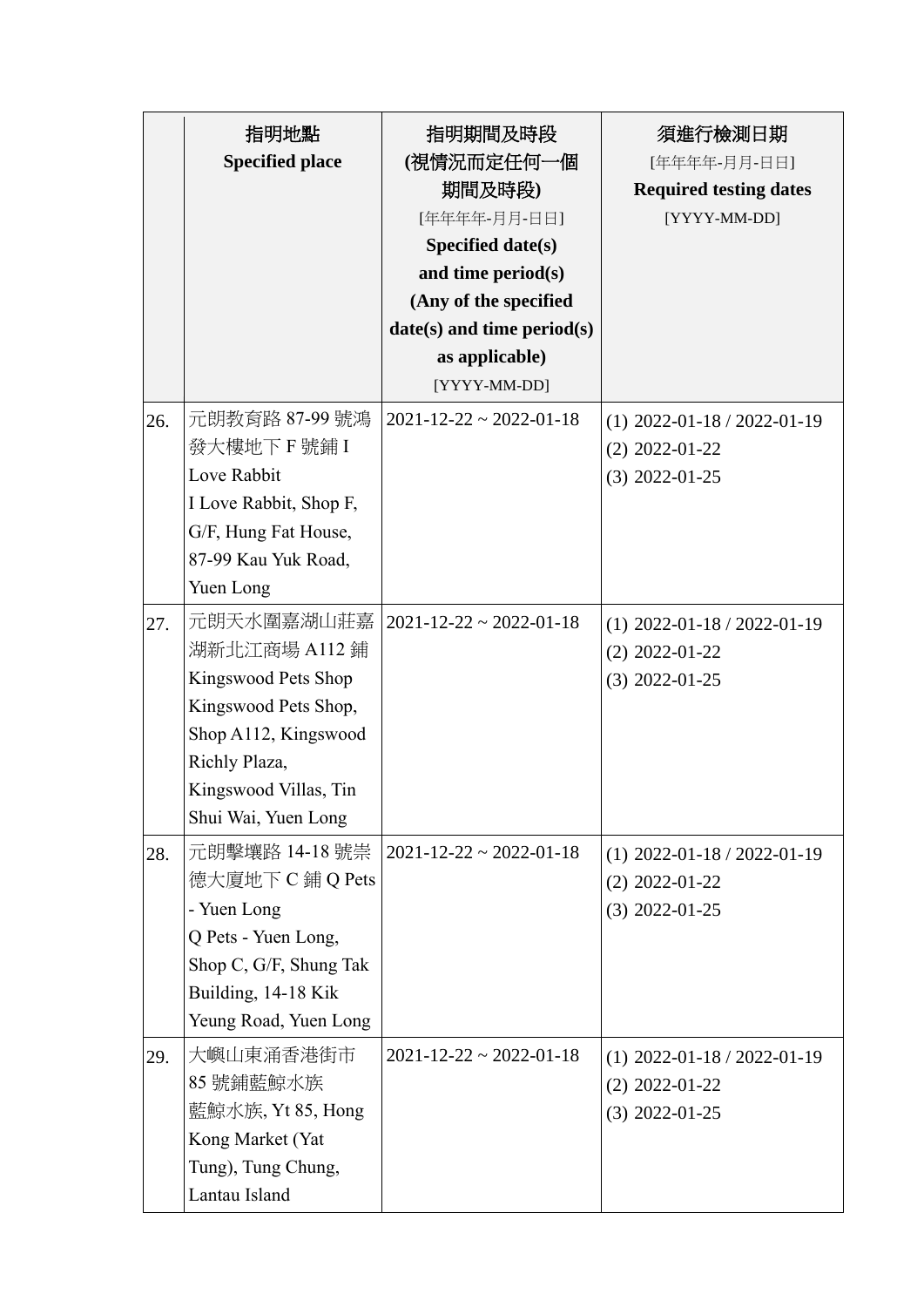| | 指明地點<br>**Specified place** | 指明期間及時段<br>**(視情況而定任何一個期間及時段)**<br>[年年年年-月月-日日]<br>**Specified date(s) and time period(s) (Any of the specified date(s) and time period(s) as applicable)**<br>[YYYY-MM-DD] | 須進行檢測日期<br>[年年年年-月月-日日]<br>**Required testing dates**<br>[YYYY-MM-DD] |
|---|---|---|---|
| 26. | 元朗教育路 87-99 號鴻發大樓地下 F 號鋪 I Love Rabbit<br>I Love Rabbit, Shop F, G/F, Hung Fat House, 87-99 Kau Yuk Road, Yuen Long | 2021-12-22 ~ 2022-01-18 | (1) 2022-01-18 / 2022-01-19<br>(2) 2022-01-22<br>(3) 2022-01-25 |
| 27. | 元朗天水圍嘉湖山莊嘉湖新北江商場 A112 鋪 Kingswood Pets Shop<br>Kingswood Pets Shop, Shop A112, Kingswood Richly Plaza, Kingswood Villas, Tin Shui Wai, Yuen Long | 2021-12-22 ~ 2022-01-18 | (1) 2022-01-18 / 2022-01-19<br>(2) 2022-01-22<br>(3) 2022-01-25 |
| 28. | 元朗擊壤路 14-18 號崇德大廈地下 C 鋪 Q Pets - Yuen Long<br>Q Pets - Yuen Long, Shop C, G/F, Shung Tak Building, 14-18 Kik Yeung Road, Yuen Long | 2021-12-22 ~ 2022-01-18 | (1) 2022-01-18 / 2022-01-19<br>(2) 2022-01-22<br>(3) 2022-01-25 |
| 29. | 大嶼山東涌香港街市 85 號鋪藍鯨水族<br>藍鯨水族, Yt 85, Hong Kong Market (Yat Tung), Tung Chung, Lantau Island | 2021-12-22 ~ 2022-01-18 | (1) 2022-01-18 / 2022-01-19<br>(2) 2022-01-22<br>(3) 2022-01-25 |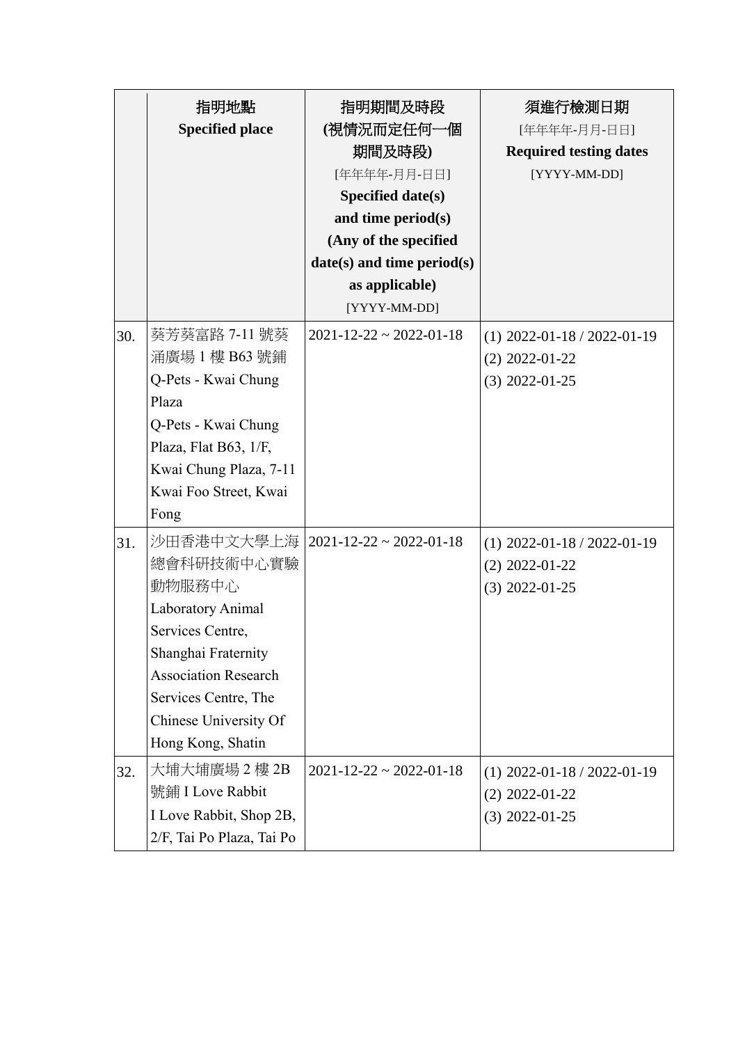| | 指明地點<br>**Specified place** | 指明期間及時段<br>**(視情況而定任何一個期間及時段)**<br>[年年年年-月月-日日]<br>**Specified date(s) and time period(s) (Any of the specified date(s) and time period(s) as applicable)**<br>[YYYY-MM-DD] | 須進行檢測日期<br>[年年年年-月月-日日]<br>**Required testing dates**<br>[YYYY-MM-DD] |
|---|---|---|---|
| 30. | 葵芳葵富路 7-11 號葵涌廣場 1 樓 B63 號鋪 Q-Pets - Kwai Chung Plaza<br>Q-Pets - Kwai Chung Plaza, Flat B63, 1/F, Kwai Chung Plaza, 7-11 Kwai Foo Street, Kwai Fong | 2021-12-22 ~ 2022-01-18 | (1) 2022-01-18 / 2022-01-19<br>(2) 2022-01-22<br>(3) 2022-01-25 |
| 31. | 沙田香港中文大學上海總會科研技術中心實驗動物服務中心<br>Laboratory Animal Services Centre, Shanghai Fraternity Association Research Services Centre, The Chinese University Of Hong Kong, Shatin | 2021-12-22 ~ 2022-01-18 | (1) 2022-01-18 / 2022-01-19<br>(2) 2022-01-22<br>(3) 2022-01-25 |
| 32. | 大埔大埔廣場 2 樓 2B 號鋪 I Love Rabbit<br>I Love Rabbit, Shop 2B, 2/F, Tai Po Plaza, Tai Po | 2021-12-22 ~ 2022-01-18 | (1) 2022-01-18 / 2022-01-19<br>(2) 2022-01-22<br>(3) 2022-01-25 |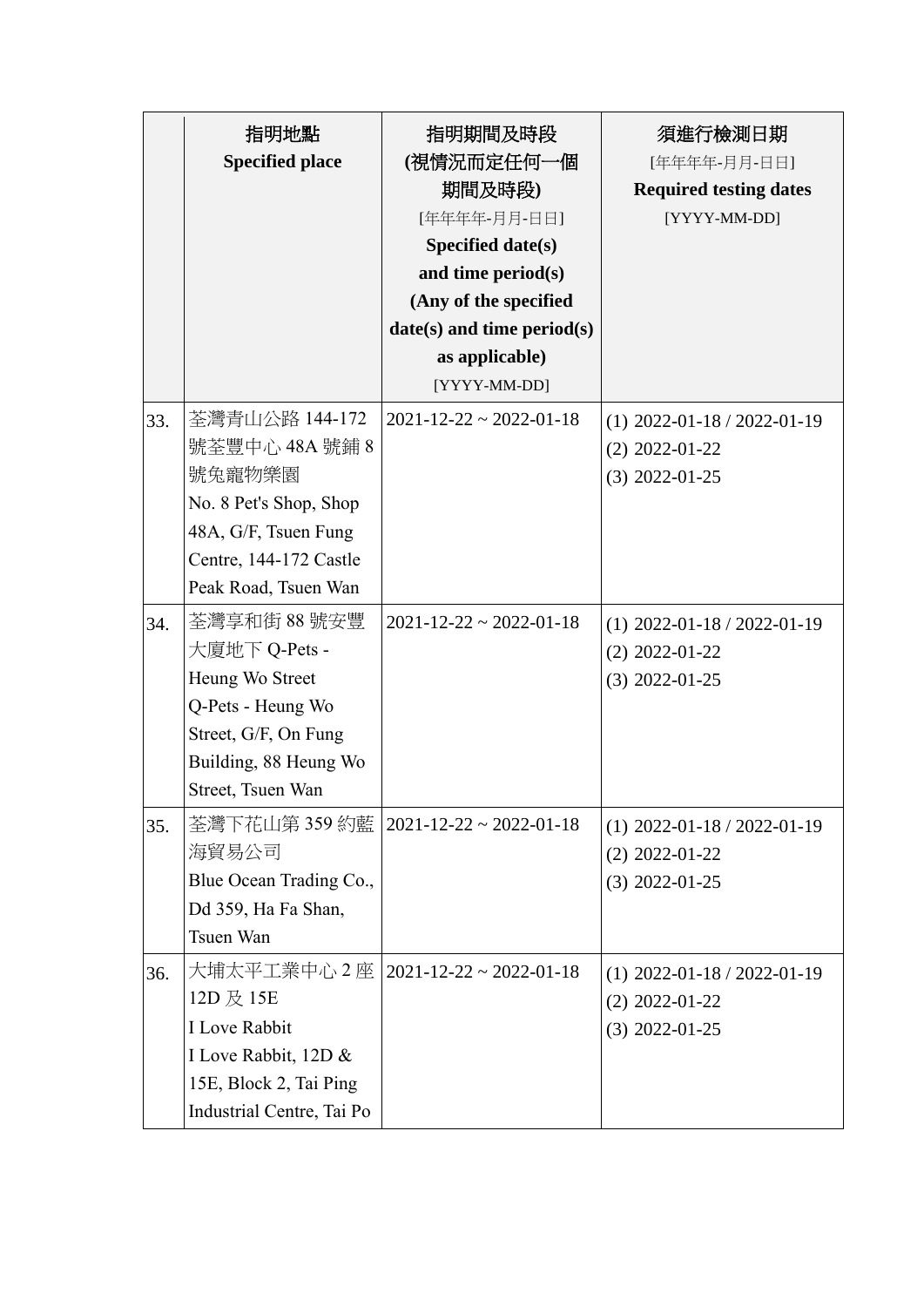| | 指明地點<br>Specified place | 指明期間及時段<br>(視情況而定任何一個期間及時段)<br>[年年年年-月月-日日]<br>Specified date(s) and time period(s)<br>(Any of the specified date(s) and time period(s) as applicable)<br>[YYYY-MM-DD] | 須進行檢測日期<br>[年年年年-月月-日日]<br>Required testing dates<br>[YYYY-MM-DD] |
|---|---|---|---|
| 33. | 荃灣青山公路 144-172 號荃豐中心 48A 號鋪 8 號兔寵物樂園<br>No. 8 Pet's Shop, Shop 48A, G/F, Tsuen Fung Centre, 144-172 Castle Peak Road, Tsuen Wan | 2021-12-22 ~ 2022-01-18 | (1) 2022-01-18 / 2022-01-19<br>(2) 2022-01-22<br>(3) 2022-01-25 |
| 34. | 荃灣享和街 88 號安豐大廈地下 Q-Pets - Heung Wo Street<br>Q-Pets - Heung Wo Street, G/F, On Fung Building, 88 Heung Wo Street, Tsuen Wan | 2021-12-22 ~ 2022-01-18 | (1) 2022-01-18 / 2022-01-19<br>(2) 2022-01-22<br>(3) 2022-01-25 |
| 35. | 荃灣下花山第 359 約藍海貿易公司<br>Blue Ocean Trading Co., Dd 359, Ha Fa Shan, Tsuen Wan | 2021-12-22 ~ 2022-01-18 | (1) 2022-01-18 / 2022-01-19<br>(2) 2022-01-22<br>(3) 2022-01-25 |
| 36. | 大埔太平工業中心 2 座 12D 及 15E<br>I Love Rabbit<br>I Love Rabbit, 12D & 15E, Block 2, Tai Ping Industrial Centre, Tai Po | 2021-12-22 ~ 2022-01-18 | (1) 2022-01-18 / 2022-01-19<br>(2) 2022-01-22<br>(3) 2022-01-25 |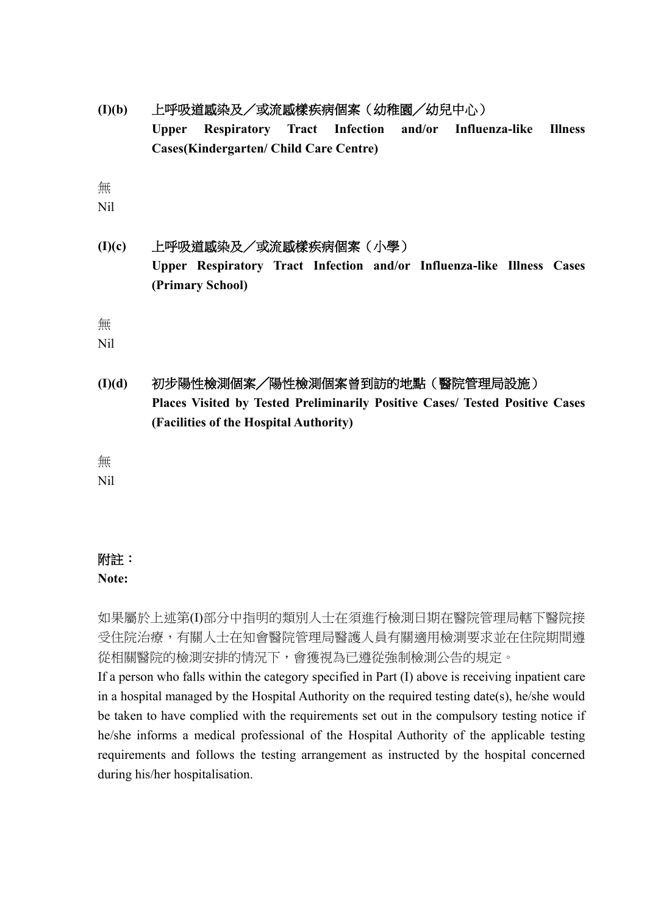**(I)(b) 上呼吸道感染及／或流感樣疾病個案（幼稚園／幼兒中心）**
**Upper Respiratory Tract Infection and/or Influenza-like Illness Cases(Kindergarten/ Child Care Centre)**

無
Nil

**(I)(c) 上呼吸道感染及／或流感樣疾病個案（小學）**
**Upper Respiratory Tract Infection and/or Influenza-like Illness Cases (Primary School)**

無
Nil

**(I)(d) 初步陽性檢測個案／陽性檢測個案曾到訪的地點（醫院管理局設施）**
**Places Visited by Tested Preliminarily Positive Cases/ Tested Positive Cases (Facilities of the Hospital Authority)**

無
Nil

**附註：**
**Note:**

如果屬於上述第(I)部分中指明的類別人士在須進行檢測日期在醫院管理局轄下醫院接受住院治療，有關人士在知會醫院管理局醫護人員有關適用檢測要求並在住院期間遵從相關醫院的檢測安排的情況下，會獲視為已遵從強制檢測公告的規定。
If a person who falls within the category specified in Part (I) above is receiving inpatient care in a hospital managed by the Hospital Authority on the required testing date(s), he/she would be taken to have complied with the requirements set out in the compulsory testing notice if he/she informs a medical professional of the Hospital Authority of the applicable testing requirements and follows the testing arrangement as instructed by the hospital concerned during his/her hospitalisation.